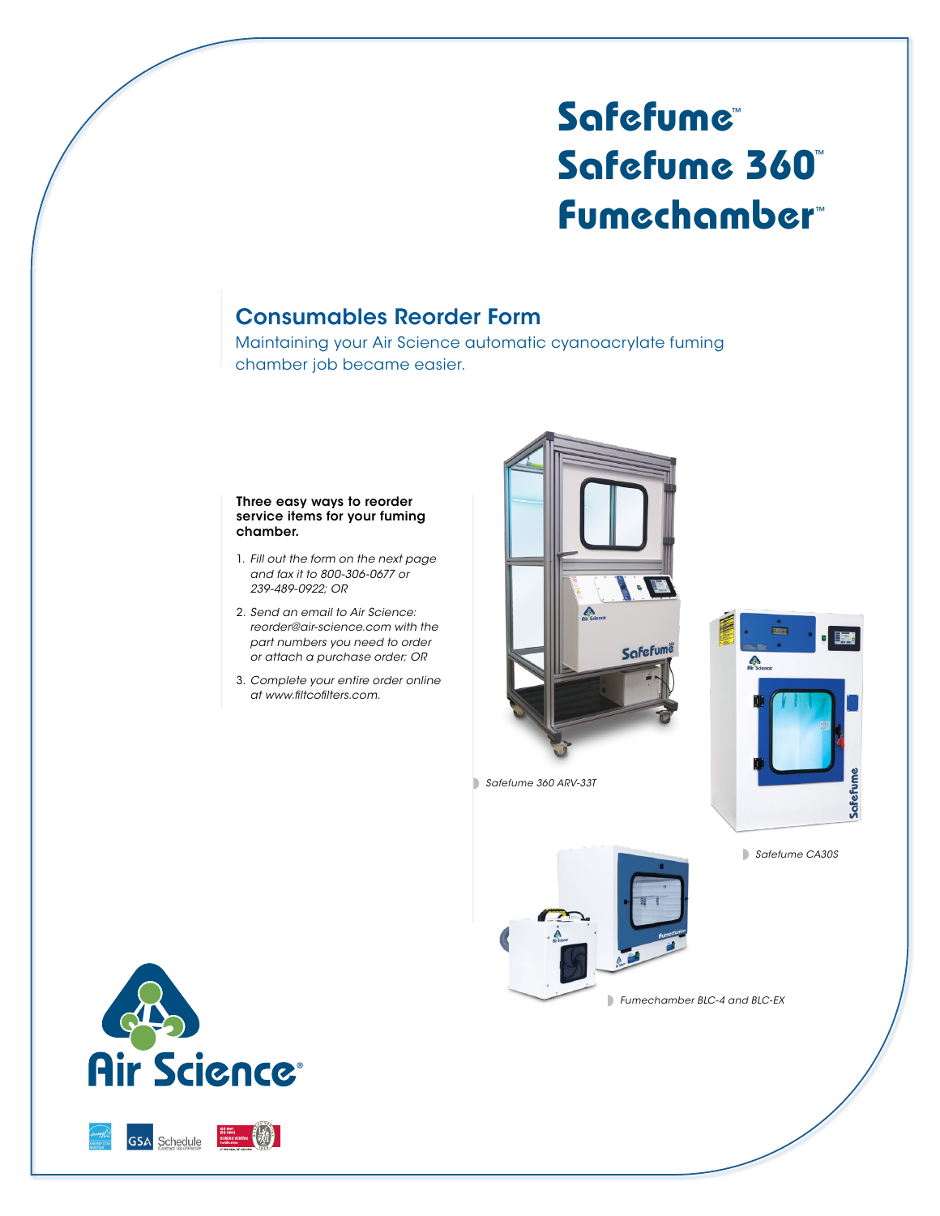# Safefume™
# Safefume 360™
# Fumechamber™

## Consumables Reorder Form

Maintaining your Air Science automatic cyanoacrylate fuming chamber job became easier.

**Three easy ways to reorder service items for your fuming chamber.**

1. *Fill out the form on the next page and fax it to 800-306-0677 or 239-489-0922; OR*
2. *Send an email to Air Science: reorder@air-science.com with the part numbers you need to order or attach a purchase order; OR*
3. *Complete your entire order online at www.filtcofilters.com.*

*Safefume 360 ARV-33T*

*Safefume CA30S*

*Fumechamber BLC-4 and BLC-EX*

Air Science®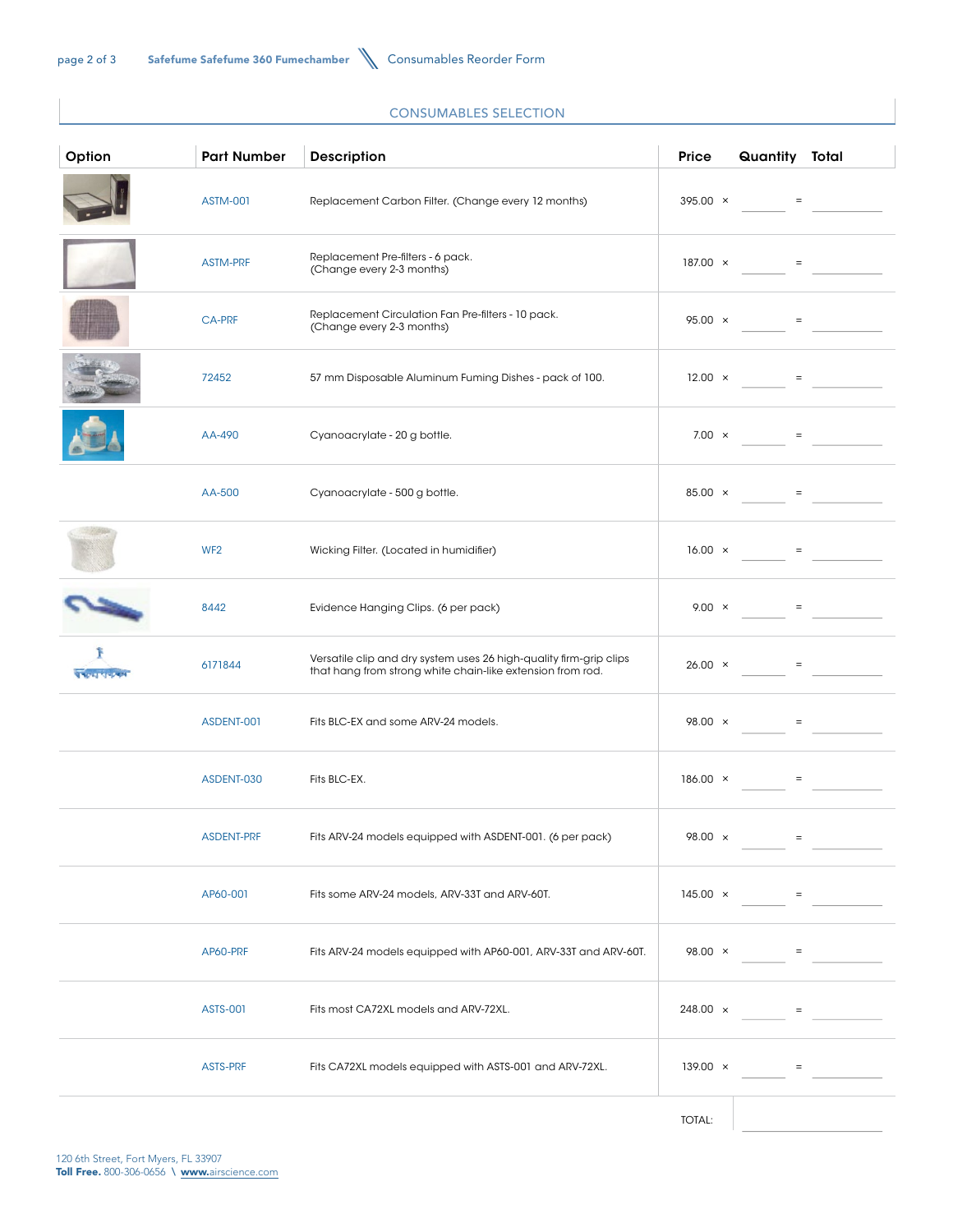## CONSUMABLES SELECTION

| Option | Part Number | Description | Price | Quantity | Total |
|---|---|---|---|---|---|
| | ASTM-001 | Replacement Carbon Filter. (Change every 12 months) | 395.00 × | | = |
| | ASTM-PRF | Replacement Pre-filters - 6 pack. (Change every 2-3 months) | 187.00 × | | = |
| | CA-PRF | Replacement Circulation Fan Pre-filters - 10 pack. (Change every 2-3 months) | 95.00 × | | = |
| | 72452 | 57 mm Disposable Aluminum Fuming Dishes - pack of 100. | 12.00 × | | = |
| | AA-490 | Cyanoacrylate - 20 g bottle. | 7.00 × | | = |
| | AA-500 | Cyanoacrylate - 500 g bottle. | 85.00 × | | = |
| | WF2 | Wicking Filter. (Located in humidifier) | 16.00 × | | = |
| | 8442 | Evidence Hanging Clips. (6 per pack) | 9.00 × | | = |
| | 6171844 | Versatile clip and dry system uses 26 high-quality firm-grip clips that hang from strong white chain-like extension from rod. | 26.00 × | | = |
| | ASDENT-001 | Fits BLC-EX and some ARV-24 models. | 98.00 × | | = |
| | ASDENT-030 | Fits BLC-EX. | 186.00 × | | = |
| | ASDENT-PRF | Fits ARV-24 models equipped with ASDENT-001. (6 per pack) | 98.00 × | | = |
| | AP60-001 | Fits some ARV-24 models, ARV-33T and ARV-60T. | 145.00 × | | = |
| | AP60-PRF | Fits ARV-24 models equipped with AP60-001, ARV-33T and ARV-60T. | 98.00 × | | = |
| | ASTS-001 | Fits most CA72XL models and ARV-72XL. | 248.00 × | | = |
| | ASTS-PRF | Fits CA72XL models equipped with ASTS-001 and ARV-72XL. | 139.00 × | | = |
| | | | TOTAL: | | |

120 6th Street, Fort Myers, FL 33907
**Toll Free.** 800-306-0656 \ **www.**airscience.com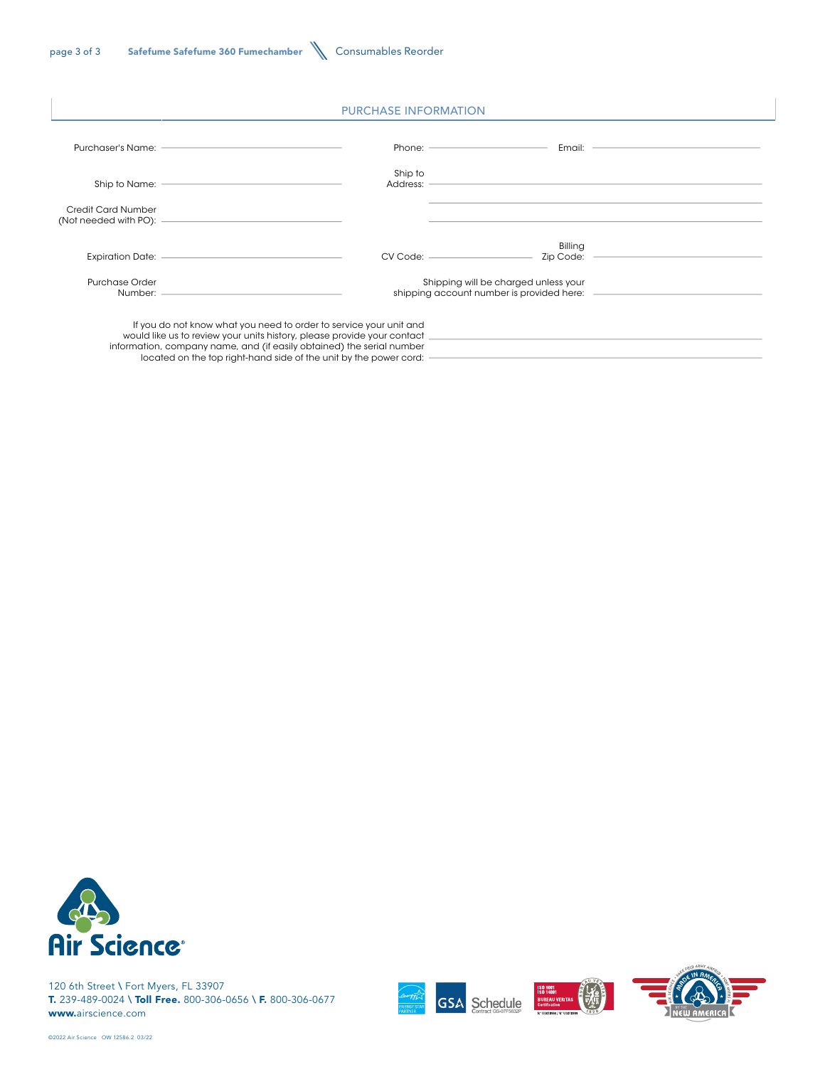## PURCHASE INFORMATION

Purchaser's Name: ____________________ Phone: ____________________ Email: ____________________

Ship to Name: ____________________ Ship to Address: ____________________

Credit Card Number (Not needed with PO): ____________________

Expiration Date: ____________________ CV Code: ____________________ Billing Zip Code: ____________________

Purchase Order Number: ____________________ Shipping will be charged unless your shipping account number is provided here: ____________________

If you do not know what you need to order to service your unit and would like us to review your units history, please provide your contact information, company name, and (if easily obtained) the serial number located on the top right-hand side of the unit by the power cord: ____________________

**Air Science**

120 6th Street \ Fort Myers, FL 33907
**T.** 239-489-0024 \ **Toll Free.** 800-306-0656 \ **F.** 800-306-0677
**www.**airscience.com

GSA Schedule Contract GS-07F5832P

ISO 9001 ISO 14001 BUREAU VERITAS Certification

©2022 Air Science OW 12586.2 03/22